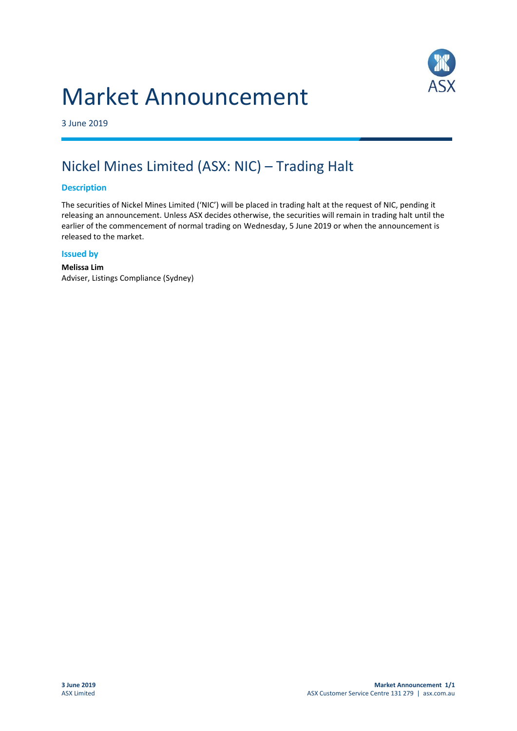# Market Announcement

3 June 2019

## Nickel Mines Limited (ASX: NIC) – Trading Halt

### Description

The securities of Nickel Mines Limited ('NIC') will be placed in trading halt at the request of NIC, pending it releasing an announcement. Unless ASX decides otherwise, the securities will remain in trading halt until the earlier of the commencement of normal trading on Wednesday, 5 June 2019 or when the announcement is released to the market.

### Issued by

**Melissa Lim**
Adviser, Listings Compliance (Sydney)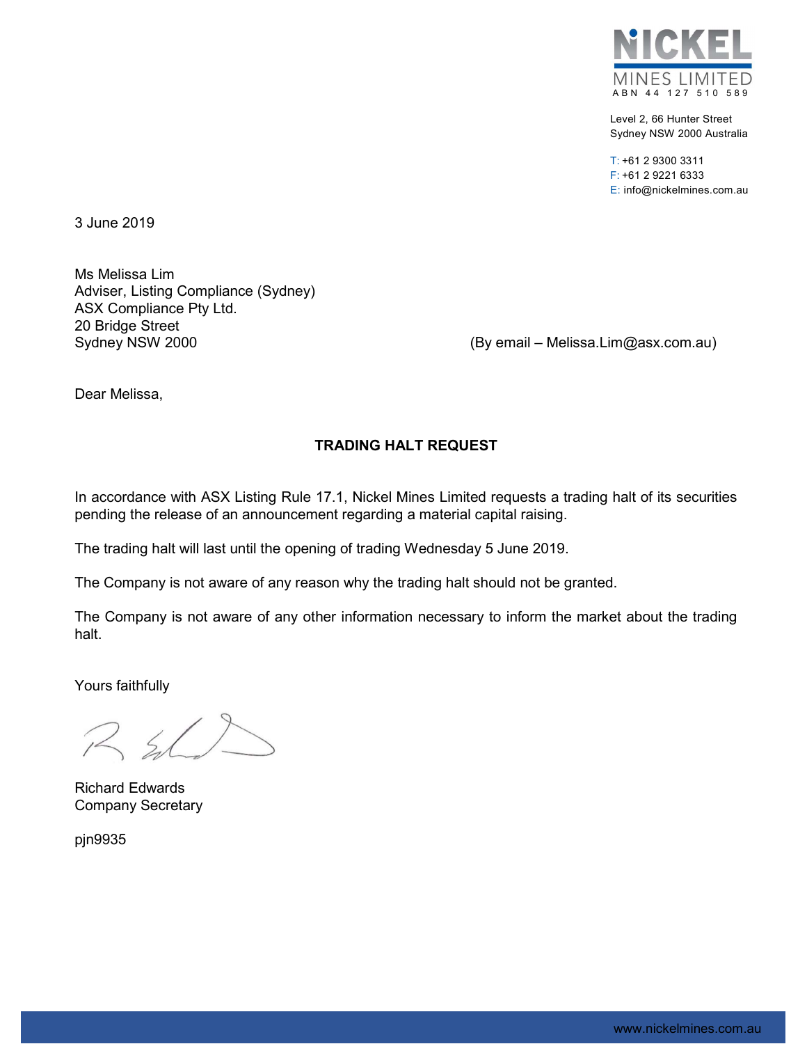NICKEL MINES LIMITED
ABN 44 127 510 589

Level 2, 66 Hunter Street
Sydney NSW 2000 Australia

T: +61 2 9300 3311
F: +61 2 9221 6333
E: info@nickelmines.com.au

3 June 2019

Ms Melissa Lim
Adviser, Listing Compliance (Sydney)
ASX Compliance Pty Ltd.
20 Bridge Street
Sydney NSW 2000

(By email – Melissa.Lim@asx.com.au)

Dear Melissa,

**TRADING HALT REQUEST**

In accordance with ASX Listing Rule 17.1, Nickel Mines Limited requests a trading halt of its securities pending the release of an announcement regarding a material capital raising.

The trading halt will last until the opening of trading Wednesday 5 June 2019.

The Company is not aware of any reason why the trading halt should not be granted.

The Company is not aware of any other information necessary to inform the market about the trading halt.

Yours faithfully

Richard Edwards
Company Secretary

pjn9935

www.nickelmines.com.au